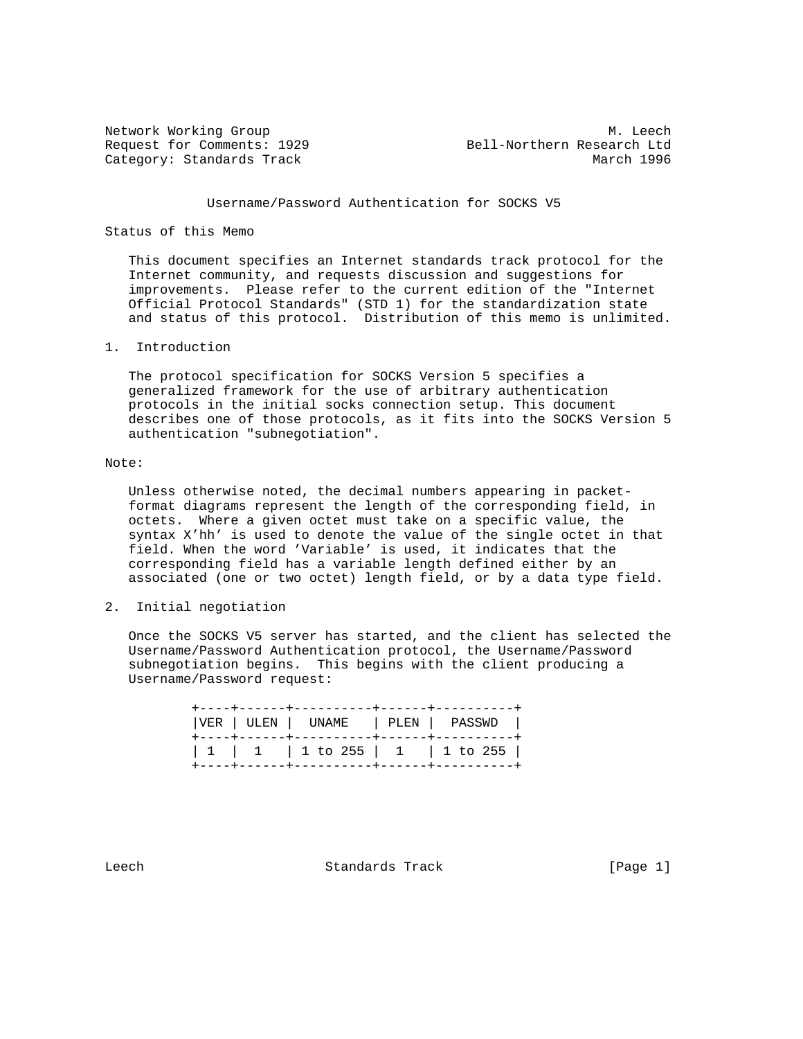Network Working Group M. Leech
Request for Comments: 1929 Bell-Northern Research Ltd
Category: Standards Track March 1996

# Username/Password Authentication for SOCKS V5

## Status of this Memo

This document specifies an Internet standards track protocol for the Internet community, and requests discussion and suggestions for improvements. Please refer to the current edition of the "Internet Official Protocol Standards" (STD 1) for the standardization state and status of this protocol. Distribution of this memo is unlimited.

## 1. Introduction

The protocol specification for SOCKS Version 5 specifies a generalized framework for the use of arbitrary authentication protocols in the initial socks connection setup. This document describes one of those protocols, as it fits into the SOCKS Version 5 authentication "subnegotiation".

Note:

Unless otherwise noted, the decimal numbers appearing in packet-format diagrams represent the length of the corresponding field, in octets. Where a given octet must take on a specific value, the syntax X'hh' is used to denote the value of the single octet in that field. When the word 'Variable' is used, it indicates that the corresponding field has a variable length defined either by an associated (one or two octet) length field, or by a data type field.

## 2. Initial negotiation

Once the SOCKS V5 server has started, and the client has selected the Username/Password Authentication protocol, the Username/Password subnegotiation begins. This begins with the client producing a Username/Password request:

```
+----+------+----------+------+----------+
|VER | ULEN |  UNAME   | PLEN |  PASSWD  |
+----+------+----------+------+----------+
| 1  |  1   | 1 to 255 |  1   | 1 to 255 |
+----+------+----------+------+----------+
```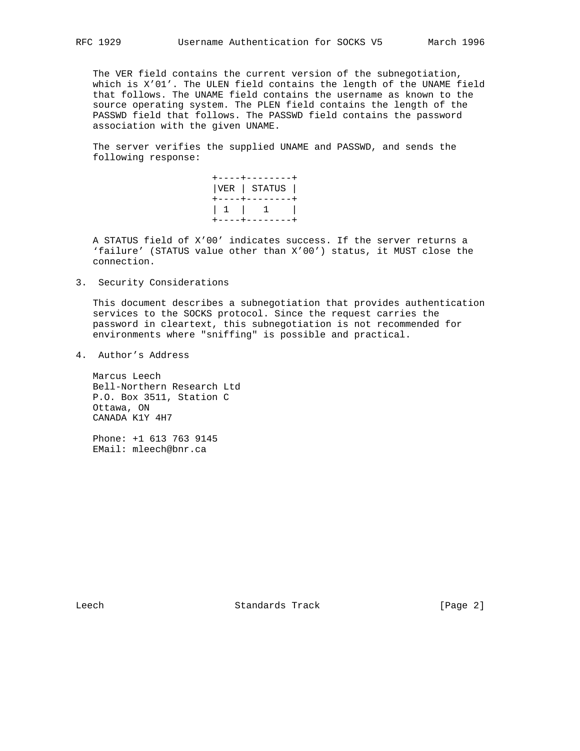The VER field contains the current version of the subnegotiation, which is X'01'. The ULEN field contains the length of the UNAME field that follows. The UNAME field contains the username as known to the source operating system. The PLEN field contains the length of the PASSWD field that follows. The PASSWD field contains the password association with the given UNAME.

The server verifies the supplied UNAME and PASSWD, and sends the following response:

| VER | STATUS |
|---|---|
| 1 | 1 |

A STATUS field of X'00' indicates success. If the server returns a 'failure' (STATUS value other than X'00') status, it MUST close the connection.

## 3. Security Considerations

This document describes a subnegotiation that provides authentication services to the SOCKS protocol. Since the request carries the password in cleartext, this subnegotiation is not recommended for environments where "sniffing" is possible and practical.

## 4. Author's Address

Marcus Leech
Bell-Northern Research Ltd
P.O. Box 3511, Station C
Ottawa, ON
CANADA K1Y 4H7

Phone: +1 613 763 9145
EMail: mleech@bnr.ca